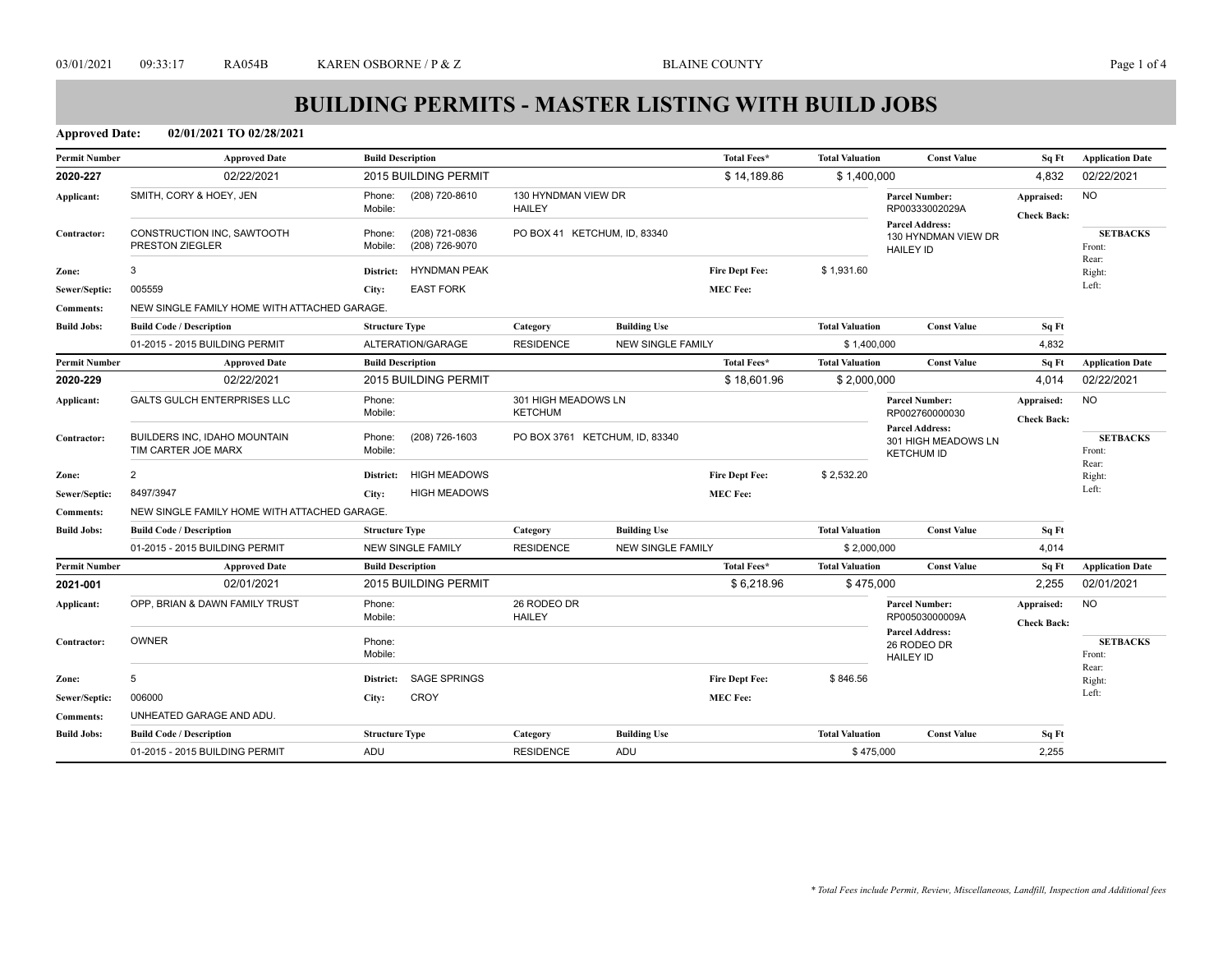# BUILDING PERMITS - MASTER LISTING WITH BUILD JOBS

**Approved Date:** 02/01/2021 TO 02/28/2021

| Permit Number | Approved Date | Build Description | Total Fees* | Total Valuation | Const Value | Sq Ft | Application Date |
|---|---|---|---|---|---|---|---|
| **2020-227** | 02/22/2021 | 2015 BUILDING PERMIT | $ 14,189.86 | $ 1,400,000 | | 4,832 | 02/22/2021 |

- **Applicant:** SMITH, CORY & HOEY, JEN — Phone: (208) 720-8610 — Mobile: — 130 HYNDMAN VIEW DR, HAILEY
- **Contractor:** CONSTRUCTION INC, SAWTOOTH, PRESTON ZIEGLER — Phone: (208) 721-0836 — Mobile: (208) 726-9070 — PO BOX 41 KETCHUM, ID, 83340
- **Parcel Number:** RP00333002029A
- **Parcel Address:** 130 HYNDMAN VIEW DR, HAILEY ID
- **Appraised:** NO
- **Check Back:**
- **SETBACKS** Front: Rear: Right: Left:
- **Zone:** 3 — **District:** HYNDMAN PEAK — **Fire Dept Fee:** $ 1,931.60
- **Sewer/Septic:** 005559 — **City:** EAST FORK — **MEC Fee:**
- **Comments:** NEW SINGLE FAMILY HOME WITH ATTACHED GARAGE.

**Build Jobs:**

| Build Code / Description | Structure Type | Category | Building Use | Total Valuation | Const Value | Sq Ft |
|---|---|---|---|---|---|---|
| 01-2015 - 2015 BUILDING PERMIT | ALTERATION/GARAGE | RESIDENCE | NEW SINGLE FAMILY | $ 1,400,000 | | 4,832 |

| Permit Number | Approved Date | Build Description | Total Fees* | Total Valuation | Const Value | Sq Ft | Application Date |
|---|---|---|---|---|---|---|---|
| **2020-229** | 02/22/2021 | 2015 BUILDING PERMIT | $ 18,601.96 | $ 2,000,000 | | 4,014 | 02/22/2021 |

- **Applicant:** GALTS GULCH ENTERPRISES LLC — Phone: — Mobile: — 301 HIGH MEADOWS LN, KETCHUM
- **Contractor:** BUILDERS INC, IDAHO MOUNTAIN, TIM CARTER JOE MARX — Phone: (208) 726-1603 — Mobile: — PO BOX 3761 KETCHUM, ID, 83340
- **Parcel Number:** RP002760000030
- **Parcel Address:** 301 HIGH MEADOWS LN, KETCHUM ID
- **Appraised:** NO
- **Check Back:**
- **SETBACKS** Front: Rear: Right: Left:
- **Zone:** 2 — **District:** HIGH MEADOWS — **Fire Dept Fee:** $ 2,532.20
- **Sewer/Septic:** 8497/3947 — **City:** HIGH MEADOWS — **MEC Fee:**
- **Comments:** NEW SINGLE FAMILY HOME WITH ATTACHED GARAGE.

**Build Jobs:**

| Build Code / Description | Structure Type | Category | Building Use | Total Valuation | Const Value | Sq Ft |
|---|---|---|---|---|---|---|
| 01-2015 - 2015 BUILDING PERMIT | NEW SINGLE FAMILY | RESIDENCE | NEW SINGLE FAMILY | $ 2,000,000 | | 4,014 |

| Permit Number | Approved Date | Build Description | Total Fees* | Total Valuation | Const Value | Sq Ft | Application Date |
|---|---|---|---|---|---|---|---|
| **2021-001** | 02/01/2021 | 2015 BUILDING PERMIT | $ 6,218.96 | $ 475,000 | | 2,255 | 02/01/2021 |

- **Applicant:** OPP, BRIAN & DAWN FAMILY TRUST — Phone: — Mobile: — 26 RODEO DR, HAILEY
- **Contractor:** OWNER — Phone: — Mobile:
- **Parcel Number:** RP00503000009A
- **Parcel Address:** 26 RODEO DR, HAILEY ID
- **Appraised:** NO
- **Check Back:**
- **SETBACKS** Front: Rear: Right: Left:
- **Zone:** 5 — **District:** SAGE SPRINGS — **Fire Dept Fee:** $ 846.56
- **Sewer/Septic:** 006000 — **City:** CROY — **MEC Fee:**
- **Comments:** UNHEATED GARAGE AND ADU.

**Build Jobs:**

| Build Code / Description | Structure Type | Category | Building Use | Total Valuation | Const Value | Sq Ft |
|---|---|---|---|---|---|---|
| 01-2015 - 2015 BUILDING PERMIT | ADU | RESIDENCE | ADU | $ 475,000 | | 2,255 |

*\* Total Fees include Permit, Review, Miscellaneous, Landfill, Inspection and Additional fees*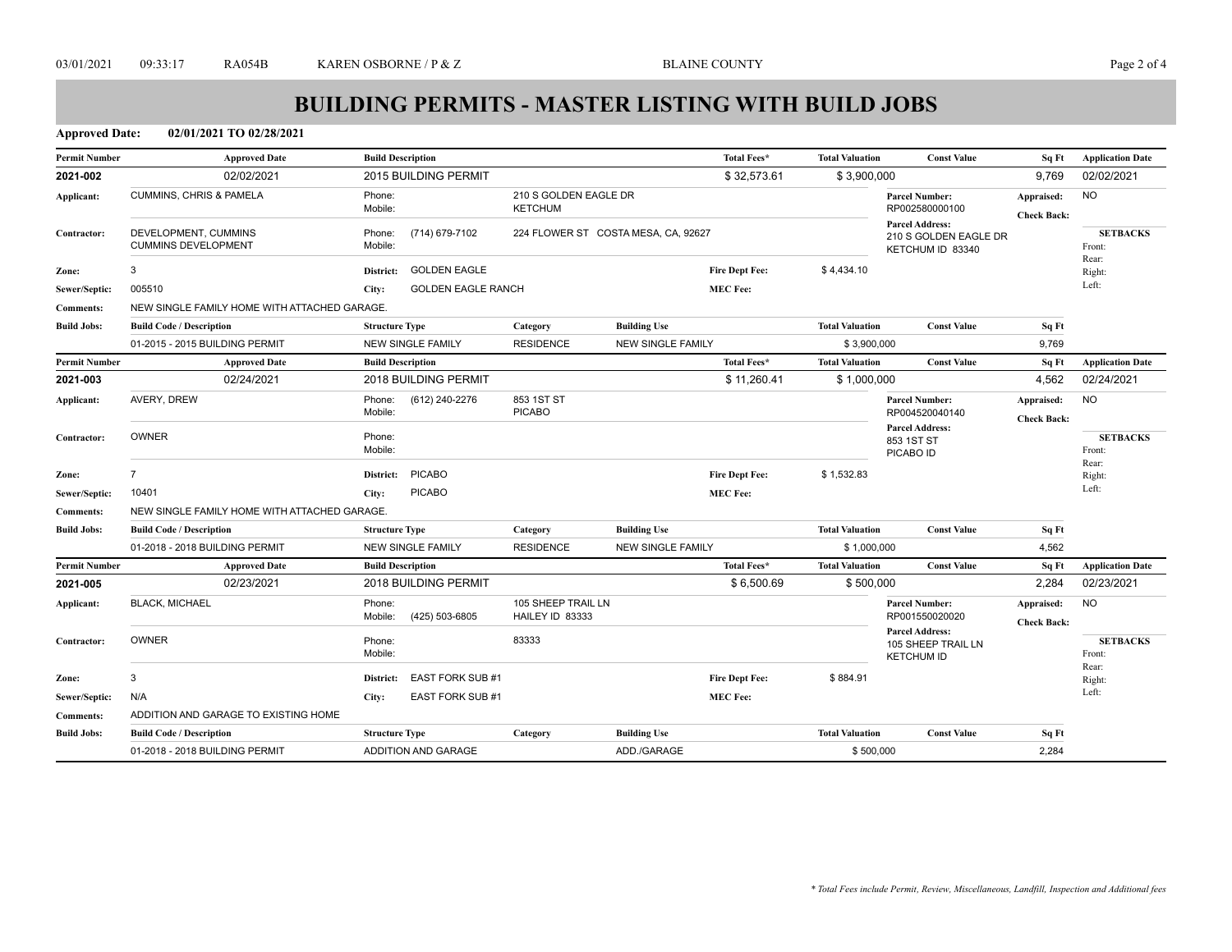# BUILDING PERMITS - MASTER LISTING WITH BUILD JOBS

**Approved Date:** 02/01/2021 TO 02/28/2021

| Permit Number | Approved Date | Build Description | Total Fees* | Total Valuation | Const Value | Sq Ft | Application Date |
|---|---|---|---|---|---|---|---|
| **2021-002** | 02/02/2021 | 2015 BUILDING PERMIT | $ 32,573.61 | $ 3,900,000 | | 9,769 | 02/02/2021 |

- **Applicant:** CUMMINS, CHRIS & PAMELA — Phone: / Mobile: — 210 S GOLDEN EAGLE DR, KETCHUM
- **Contractor:** DEVELOPMENT, CUMMINS / CUMMINS DEVELOPMENT — Phone: (714) 679-7102 / Mobile: — 224 FLOWER ST COSTA MESA, CA, 92627
- **Parcel Number:** RP002580000100
- **Parcel Address:** 210 S GOLDEN EAGLE DR, KETCHUM ID 83340
- **Appraised:** NO
- **Check Back:**
- **SETBACKS** Front: Rear: Right: Left:
- **Zone:** 3 — **District:** GOLDEN EAGLE — **Fire Dept Fee:** $ 4,434.10
- **Sewer/Septic:** 005510 — **City:** GOLDEN EAGLE RANCH — **MEC Fee:**
- **Comments:** NEW SINGLE FAMILY HOME WITH ATTACHED GARAGE.

| Build Jobs: Build Code / Description | Structure Type | Category | Building Use | Total Valuation | Const Value | Sq Ft |
|---|---|---|---|---|---|---|
| 01-2015 - 2015 BUILDING PERMIT | NEW SINGLE FAMILY | RESIDENCE | NEW SINGLE FAMILY | $ 3,900,000 | | 9,769 |

| Permit Number | Approved Date | Build Description | Total Fees* | Total Valuation | Const Value | Sq Ft | Application Date |
|---|---|---|---|---|---|---|---|
| **2021-003** | 02/24/2021 | 2018 BUILDING PERMIT | $ 11,260.41 | $ 1,000,000 | | 4,562 | 02/24/2021 |

- **Applicant:** AVERY, DREW — Phone: (612) 240-2276 / Mobile: — 853 1ST ST, PICABO
- **Contractor:** OWNER — Phone: / Mobile:
- **Parcel Number:** RP004520040140
- **Parcel Address:** 853 1ST ST, PICABO ID
- **Appraised:** NO
- **Check Back:**
- **SETBACKS** Front: Rear: Right: Left:
- **Zone:** 7 — **District:** PICABO — **Fire Dept Fee:** $ 1,532.83
- **Sewer/Septic:** 10401 — **City:** PICABO — **MEC Fee:**
- **Comments:** NEW SINGLE FAMILY HOME WITH ATTACHED GARAGE.

| Build Jobs: Build Code / Description | Structure Type | Category | Building Use | Total Valuation | Const Value | Sq Ft |
|---|---|---|---|---|---|---|
| 01-2018 - 2018 BUILDING PERMIT | NEW SINGLE FAMILY | RESIDENCE | NEW SINGLE FAMILY | $ 1,000,000 | | 4,562 |

| Permit Number | Approved Date | Build Description | Total Fees* | Total Valuation | Const Value | Sq Ft | Application Date |
|---|---|---|---|---|---|---|---|
| **2021-005** | 02/23/2021 | 2018 BUILDING PERMIT | $ 6,500.69 | $ 500,000 | | 2,284 | 02/23/2021 |

- **Applicant:** BLACK, MICHAEL — Phone: / Mobile: (425) 503-6805 — 105 SHEEP TRAIL LN, HAILEY ID 83333
- **Contractor:** OWNER — Phone: / Mobile: — 83333
- **Parcel Number:** RP001550020020
- **Parcel Address:** 105 SHEEP TRAIL LN, KETCHUM ID
- **Appraised:** NO
- **Check Back:**
- **SETBACKS** Front: Rear: Right: Left:
- **Zone:** 3 — **District:** EAST FORK SUB #1 — **Fire Dept Fee:** $ 884.91
- **Sewer/Septic:** N/A — **City:** EAST FORK SUB #1 — **MEC Fee:**
- **Comments:** ADDITION AND GARAGE TO EXISTING HOME

| Build Jobs: Build Code / Description | Structure Type | Category | Building Use | Total Valuation | Const Value | Sq Ft |
|---|---|---|---|---|---|---|
| 01-2018 - 2018 BUILDING PERMIT | ADDITION AND GARAGE | | ADD./GARAGE | $ 500,000 | | 2,284 |

*\* Total Fees include Permit, Review, Miscellaneous, Landfill, Inspection and Additional fees*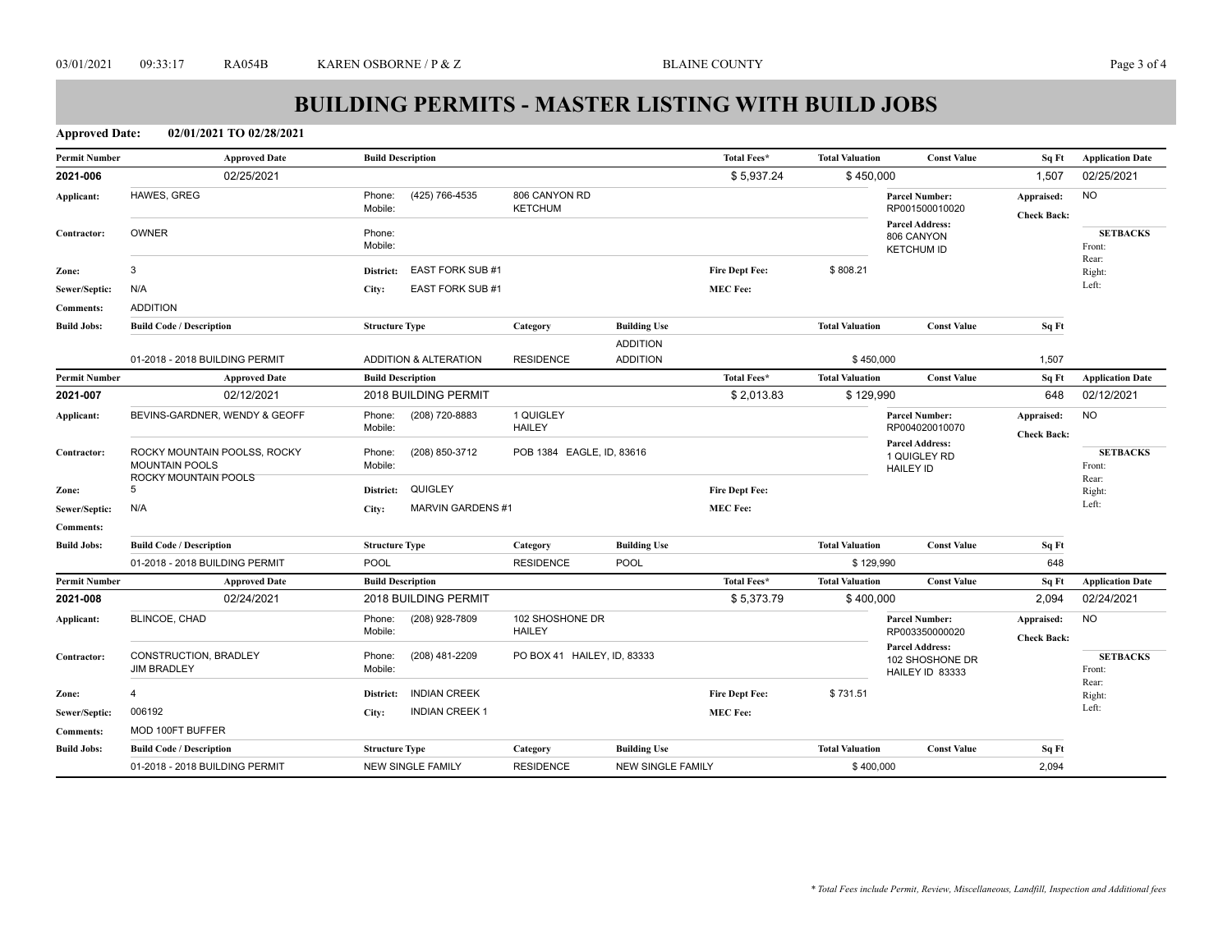# BUILDING PERMITS - MASTER LISTING WITH BUILD JOBS

**Approved Date:** 02/01/2021 TO 02/28/2021

| Permit Number | Approved Date | Build Description | Total Fees* | Total Valuation | Const Value | Sq Ft | Application Date |
|---|---|---|---|---|---|---|---|
| **2021-006** | 02/25/2021 | | $ 5,937.24 | $ 450,000 | | 1,507 | 02/25/2021 |

- **Applicant:** HAWES, GREG — Phone: (425) 766-4535 — 806 CANYON RD, KETCHUM
- **Parcel Number:** RP001500010020
- **Parcel Address:** 806 CANYON, KETCHUM ID
- **Appraised:** NO
- **Check Back:**
- **Contractor:** OWNER — Phone: — Mobile:
- **Zone:** 3
- **District:** EAST FORK SUB #1
- **City:** EAST FORK SUB #1
- **Sewer/Septic:** N/A
- **Fire Dept Fee:** $ 808.21
- **MEC Fee:**
- **SETBACKS** Front: Rear: Right: Left:
- **Comments:** ADDITION

**Build Jobs:**

| Build Code / Description | Structure Type | Category | Building Use | Total Valuation | Const Value | Sq Ft |
|---|---|---|---|---|---|---|
| 01-2018 - 2018 BUILDING PERMIT | ADDITION & ALTERATION | RESIDENCE | ADDITION ADDITION | $ 450,000 | | 1,507 |

| Permit Number | Approved Date | Build Description | Total Fees* | Total Valuation | Const Value | Sq Ft | Application Date |
|---|---|---|---|---|---|---|---|
| **2021-007** | 02/12/2021 | 2018 BUILDING PERMIT | $ 2,013.83 | $ 129,990 | | 648 | 02/12/2021 |

- **Applicant:** BEVINS-GARDNER, WENDY & GEOFF — Phone: (208) 720-8883 — 1 QUIGLEY, HAILEY
- **Parcel Number:** RP004020010070
- **Parcel Address:** 1 QUIGLEY RD, HAILEY ID
- **Appraised:** NO
- **Check Back:**
- **Contractor:** ROCKY MOUNTAIN POOLSS, ROCKY MOUNTAIN POOLS, ROCKY MOUNTAIN POOLS — Phone: (208) 850-3712 — POB 1384 EAGLE, ID, 83616
- **Zone:** 5
- **District:** QUIGLEY
- **City:** MARVIN GARDENS #1
- **Sewer/Septic:** N/A
- **Fire Dept Fee:**
- **MEC Fee:**
- **SETBACKS** Front: Rear: Right: Left:
- **Comments:**

**Build Jobs:**

| Build Code / Description | Structure Type | Category | Building Use | Total Valuation | Const Value | Sq Ft |
|---|---|---|---|---|---|---|
| 01-2018 - 2018 BUILDING PERMIT | POOL | RESIDENCE | POOL | $ 129,990 | | 648 |

| Permit Number | Approved Date | Build Description | Total Fees* | Total Valuation | Const Value | Sq Ft | Application Date |
|---|---|---|---|---|---|---|---|
| **2021-008** | 02/24/2021 | 2018 BUILDING PERMIT | $ 5,373.79 | $ 400,000 | | 2,094 | 02/24/2021 |

- **Applicant:** BLINCOE, CHAD — Phone: (208) 928-7809 — 102 SHOSHONE DR, HAILEY
- **Parcel Number:** RP003350000020
- **Parcel Address:** 102 SHOSHONE DR, HAILEY ID 83333
- **Appraised:** NO
- **Check Back:**
- **Contractor:** CONSTRUCTION, BRADLEY, JIM BRADLEY — Phone: (208) 481-2209 — PO BOX 41 HAILEY, ID, 83333
- **Zone:** 4
- **District:** INDIAN CREEK
- **City:** INDIAN CREEK 1
- **Sewer/Septic:** 006192
- **Fire Dept Fee:** $ 731.51
- **MEC Fee:**
- **SETBACKS** Front: Rear: Right: Left:
- **Comments:** MOD 100FT BUFFER

**Build Jobs:**

| Build Code / Description | Structure Type | Category | Building Use | Total Valuation | Const Value | Sq Ft |
|---|---|---|---|---|---|---|
| 01-2018 - 2018 BUILDING PERMIT | NEW SINGLE FAMILY | RESIDENCE | NEW SINGLE FAMILY | $ 400,000 | | 2,094 |

*\* Total Fees include Permit, Review, Miscellaneous, Landfill, Inspection and Additional fees*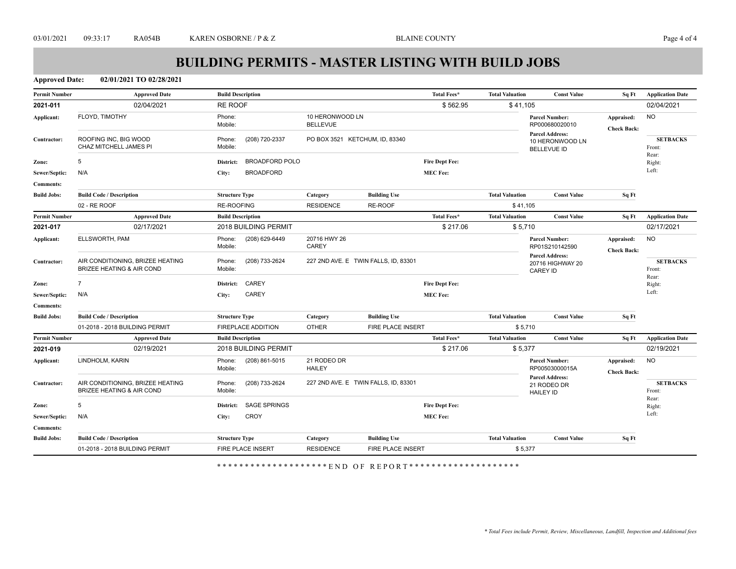# BUILDING PERMITS - MASTER LISTING WITH BUILD JOBS

**Approved Date: 02/01/2021 TO 02/28/2021**

| Permit Number | Approved Date | Build Description | | | Total Fees* | Total Valuation | Const Value | Sq Ft | Application Date |
|---|---|---|---|---|---|---|---|---|---|
| **2021-011** | 02/04/2021 | RE ROOF | | | $ 562.95 | $ 41,105 | | | 02/04/2021 |
| **Applicant:** | FLOYD, TIMOTHY | Phone: / Mobile: | 10 HERONWOOD LN BELLEVUE | | | | **Parcel Number:** RP000680020010 | **Appraised:** | NO |
| **Contractor:** | ROOFING INC, BIG WOOD CHAZ MITCHELL JAMES PI | Phone: (208) 720-2337 / Mobile: | PO BOX 3521 KETCHUM, ID, 83340 | | | | **Parcel Address:** 10 HERONWOOD LN BELLEVUE ID | **Check Back:** | **SETBACKS** Front: Rear: Right: Left: |
| **Zone:** | 5 | **District:** BROADFORD POLO | | | **Fire Dept Fee:** | | | | |
| **Sewer/Septic:** | N/A | **City:** BROADFORD | | | **MEC Fee:** | | | | |
| **Comments:** | | | | | | | | | |
| **Build Jobs:** | **Build Code / Description** | **Structure Type** | **Category** | **Building Use** | | **Total Valuation** | **Const Value** | **Sq Ft** | |
| | 02 - RE ROOF | RE-ROOFING | RESIDENCE | RE-ROOF | | $ 41,105 | | | |
| **Permit Number** | **Approved Date** | **Build Description** | | | **Total Fees*** | **Total Valuation** | **Const Value** | **Sq Ft** | **Application Date** |
| **2021-017** | 02/17/2021 | 2018 BUILDING PERMIT | | | $ 217.06 | $ 5,710 | | | 02/17/2021 |
| **Applicant:** | ELLSWORTH, PAM | Phone: (208) 629-6449 / Mobile: | 20716 HWY 26 CAREY | | | | **Parcel Number:** RP01S210142590 | **Appraised:** | NO |
| **Contractor:** | AIR CONDITIONING, BRIZEE HEATING BRIZEE HEATING & AIR COND | Phone: (208) 733-2624 / Mobile: | 227 2ND AVE. E TWIN FALLS, ID, 83301 | | | | **Parcel Address:** 20716 HIGHWAY 20 CAREY ID | **Check Back:** | **SETBACKS** Front: Rear: Right: Left: |
| **Zone:** | 7 | **District:** CAREY | | | **Fire Dept Fee:** | | | | |
| **Sewer/Septic:** | N/A | **City:** CAREY | | | **MEC Fee:** | | | | |
| **Comments:** | | | | | | | | | |
| **Build Jobs:** | **Build Code / Description** | **Structure Type** | **Category** | **Building Use** | | **Total Valuation** | **Const Value** | **Sq Ft** | |
| | 01-2018 - 2018 BUILDING PERMIT | FIREPLACE ADDITION | OTHER | FIRE PLACE INSERT | | $ 5,710 | | | |
| **Permit Number** | **Approved Date** | **Build Description** | | | **Total Fees*** | **Total Valuation** | **Const Value** | **Sq Ft** | **Application Date** |
| **2021-019** | 02/19/2021 | 2018 BUILDING PERMIT | | | $ 217.06 | $ 5,377 | | | 02/19/2021 |
| **Applicant:** | LINDHOLM, KARIN | Phone: (208) 861-5015 / Mobile: | 21 RODEO DR HAILEY | | | | **Parcel Number:** RP00503000015A | **Appraised:** | NO |
| **Contractor:** | AIR CONDITIONING, BRIZEE HEATING BRIZEE HEATING & AIR COND | Phone: (208) 733-2624 / Mobile: | 227 2ND AVE. E TWIN FALLS, ID, 83301 | | | | **Parcel Address:** 21 RODEO DR HAILEY ID | **Check Back:** | **SETBACKS** Front: Rear: Right: Left: |
| **Zone:** | 5 | **District:** SAGE SPRINGS | | | **Fire Dept Fee:** | | | | |
| **Sewer/Septic:** | N/A | **City:** CROY | | | **MEC Fee:** | | | | |
| **Comments:** | | | | | | | | | |
| **Build Jobs:** | **Build Code / Description** | **Structure Type** | **Category** | **Building Use** | | **Total Valuation** | **Const Value** | **Sq Ft** | |
| | 01-2018 - 2018 BUILDING PERMIT | FIRE PLACE INSERT | RESIDENCE | FIRE PLACE INSERT | | $ 5,377 | | | |

******************** E N D O F R E P O R T ********************

*\* Total Fees include Permit, Review, Miscellaneous, Landfill, Inspection and Additional fees*